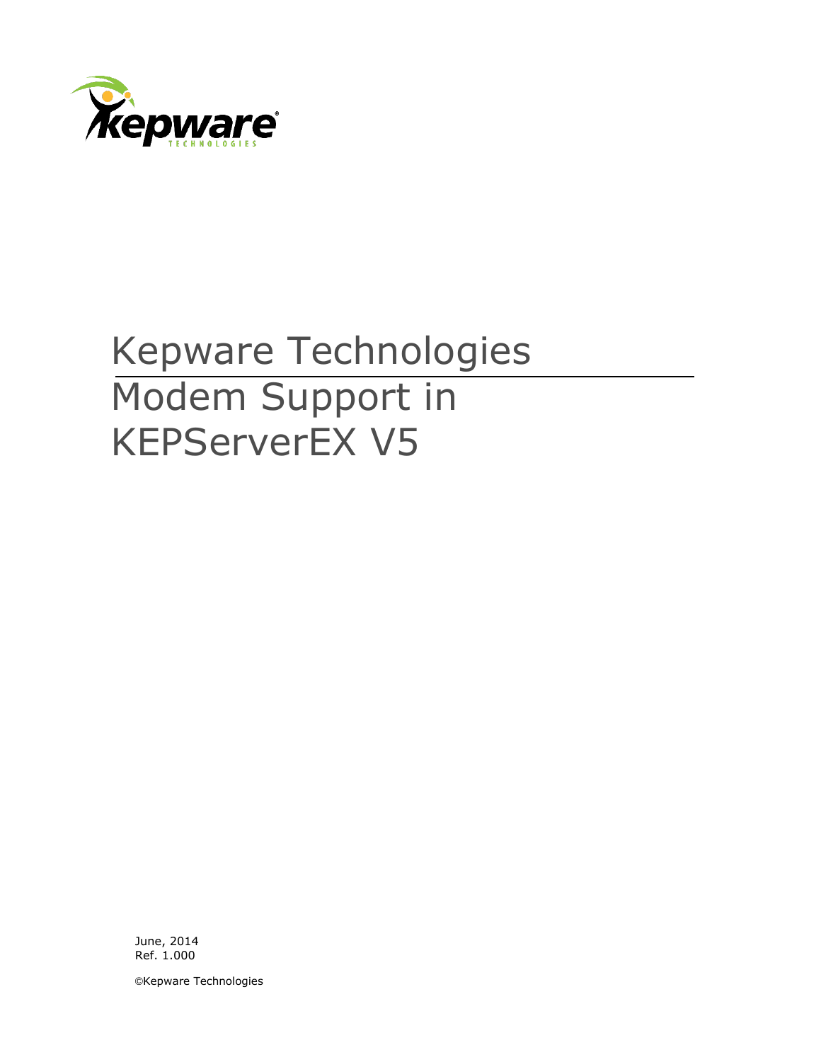# Kepware Technologies

# Modem Support in KEPServerEX V5

June, 2014
Ref. 1.000

©Kepware Technologies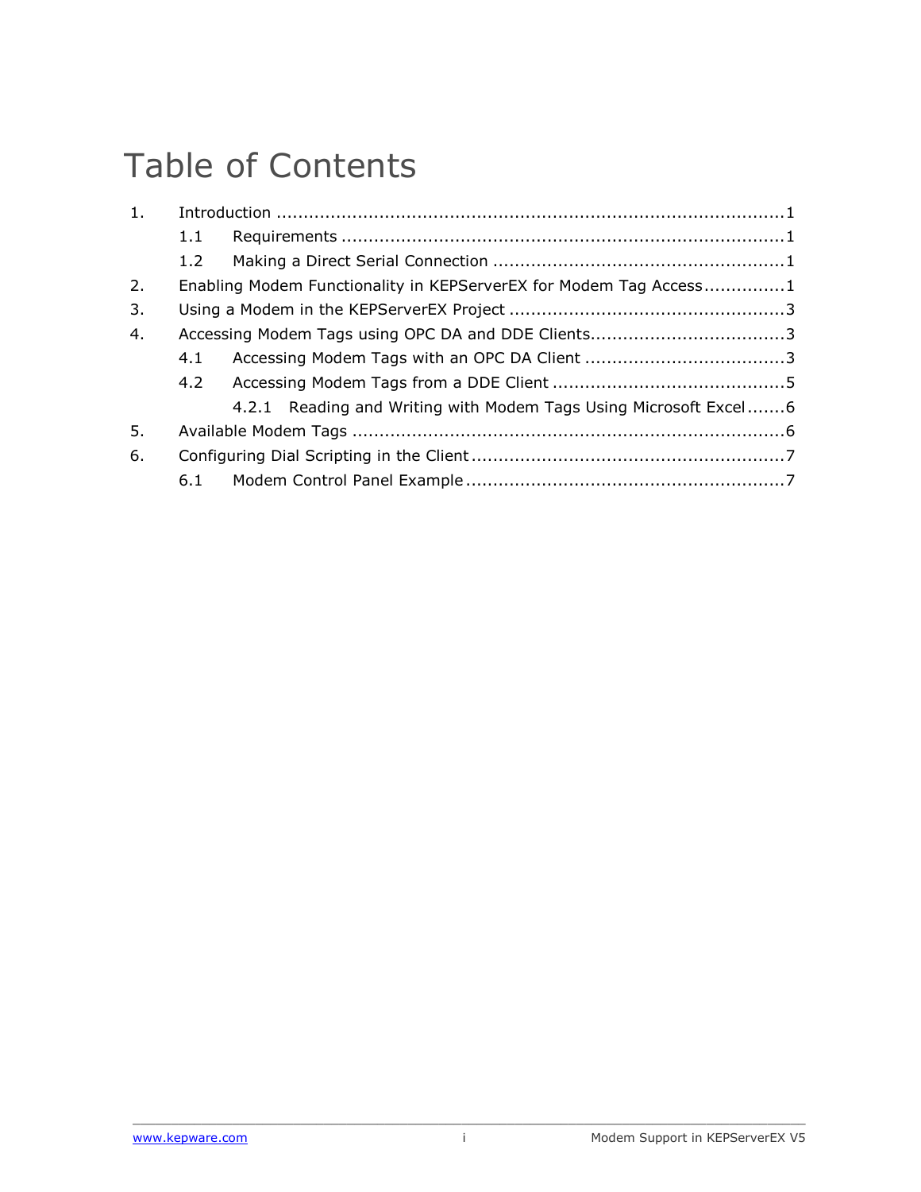# Table of Contents

1. Introduction ............................................................................................1
   - 1.1 Requirements ................................................................................1
   - 1.2 Making a Direct Serial Connection .....................................................1
2. Enabling Modem Functionality in KEPServerEX for Modem Tag Access ...............1
3. Using a Modem in the KEPServerEX Project ..................................................3
4. Accessing Modem Tags using OPC DA and DDE Clients....................................3
   - 4.1 Accessing Modem Tags with an OPC DA Client .....................................3
   - 4.2 Accessing Modem Tags from a DDE Client ...........................................5
     - 4.2.1 Reading and Writing with Modem Tags Using Microsoft Excel.......6
5. Available Modem Tags ...............................................................................6
6. Configuring Dial Scripting in the Client .........................................................7
   - 6.1 Modem Control Panel Example ..........................................................7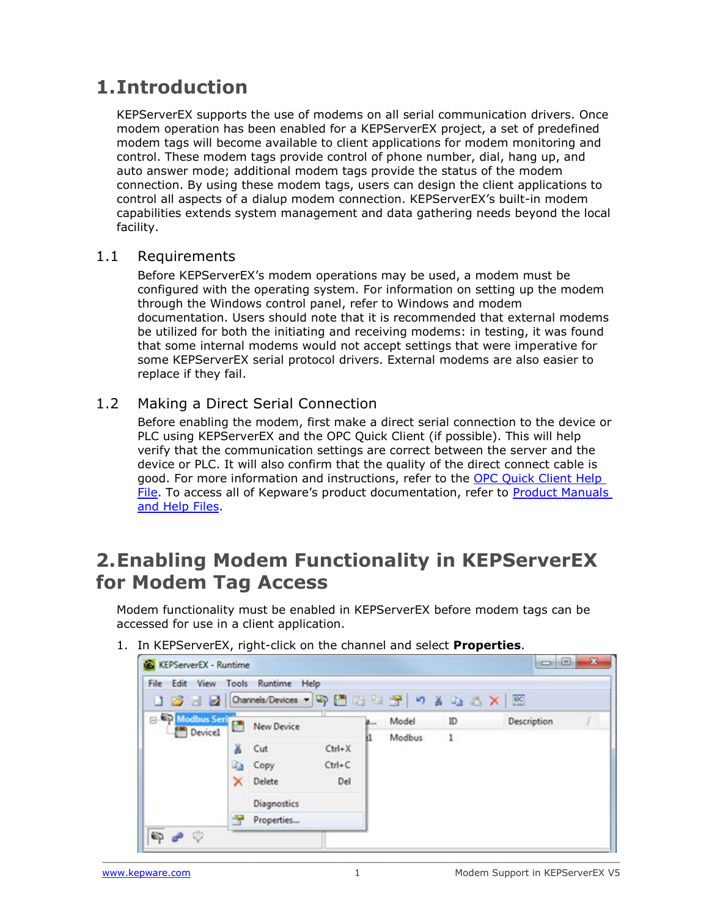# 1. Introduction

KEPServerEX supports the use of modems on all serial communication drivers. Once modem operation has been enabled for a KEPServerEX project, a set of predefined modem tags will become available to client applications for modem monitoring and control. These modem tags provide control of phone number, dial, hang up, and auto answer mode; additional modem tags provide the status of the modem connection. By using these modem tags, users can design the client applications to control all aspects of a dialup modem connection. KEPServerEX's built-in modem capabilities extends system management and data gathering needs beyond the local facility.

## 1.1 Requirements

Before KEPServerEX's modem operations may be used, a modem must be configured with the operating system. For information on setting up the modem through the Windows control panel, refer to Windows and modem documentation. Users should note that it is recommended that external modems be utilized for both the initiating and receiving modems: in testing, it was found that some internal modems would not accept settings that were imperative for some KEPServerEX serial protocol drivers. External modems are also easier to replace if they fail.

## 1.2 Making a Direct Serial Connection

Before enabling the modem, first make a direct serial connection to the device or PLC using KEPServerEX and the OPC Quick Client (if possible). This will help verify that the communication settings are correct between the server and the device or PLC. It will also confirm that the quality of the direct connect cable is good. For more information and instructions, refer to the OPC Quick Client Help File. To access all of Kepware's product documentation, refer to Product Manuals and Help Files.

# 2. Enabling Modem Functionality in KEPServerEX for Modem Tag Access

Modem functionality must be enabled in KEPServerEX before modem tags can be accessed for use in a client application.

1. In KEPServerEX, right-click on the channel and select **Properties**.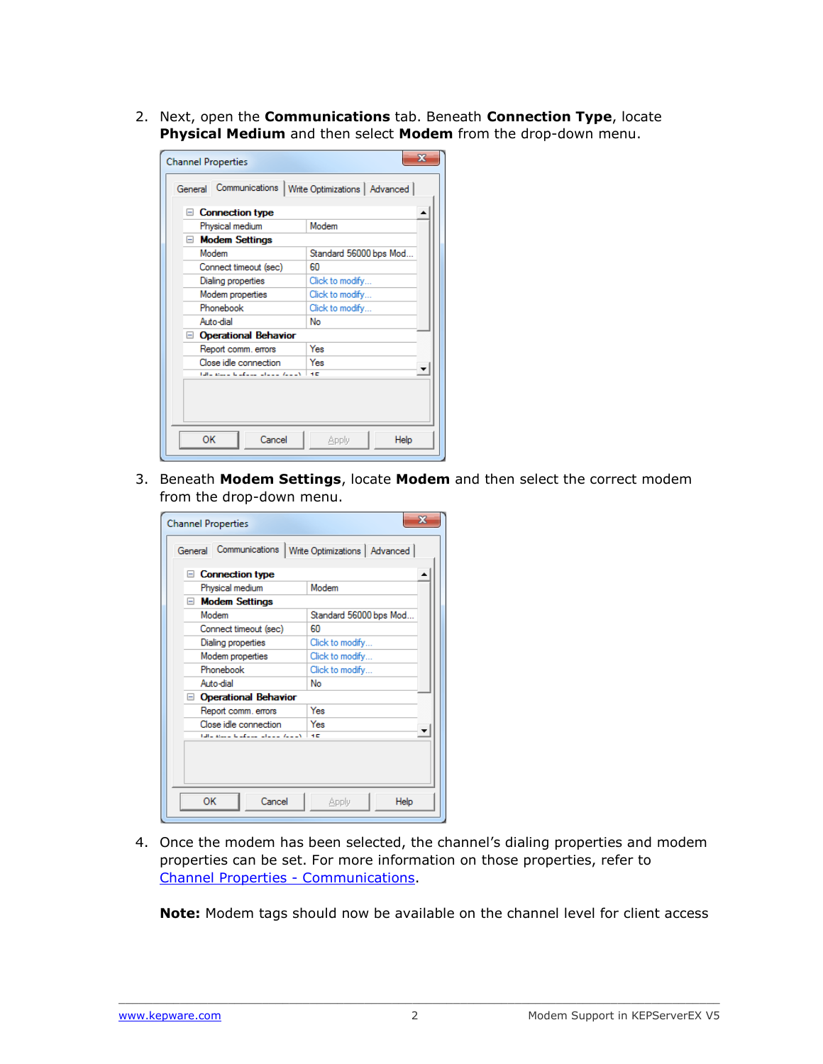2. Next, open the **Communications** tab. Beneath **Connection Type**, locate **Physical Medium** and then select **Modem** from the drop-down menu.

3. Beneath **Modem Settings**, locate **Modem** and then select the correct modem from the drop-down menu.

4. Once the modem has been selected, the channel's dialing properties and modem properties can be set. For more information on those properties, refer to Channel Properties - Communications.

   **Note:** Modem tags should now be available on the channel level for client access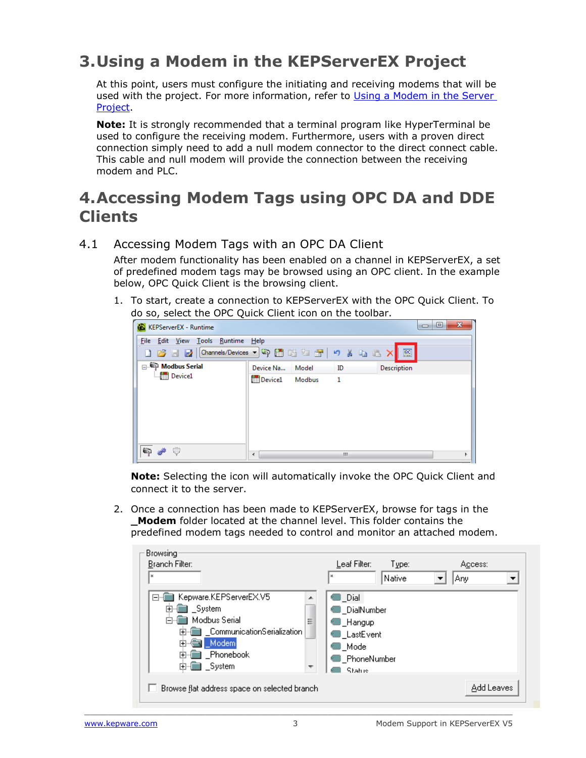# 3. Using a Modem in the KEPServerEX Project

At this point, users must configure the initiating and receiving modems that will be used with the project. For more information, refer to Using a Modem in the Server Project.

**Note:** It is strongly recommended that a terminal program like HyperTerminal be used to configure the receiving modem. Furthermore, users with a proven direct connection simply need to add a null modem connector to the direct connect cable. This cable and null modem will provide the connection between the receiving modem and PLC.

# 4. Accessing Modem Tags using OPC DA and DDE Clients

## 4.1 Accessing Modem Tags with an OPC DA Client

After modem functionality has been enabled on a channel in KEPServerEX, a set of predefined modem tags may be browsed using an OPC client. In the example below, OPC Quick Client is the browsing client.

1. To start, create a connection to KEPServerEX with the OPC Quick Client. To do so, select the OPC Quick Client icon on the toolbar.

   **Note:** Selecting the icon will automatically invoke the OPC Quick Client and connect it to the server.

2. Once a connection has been made to KEPServerEX, browse for tags in the **_Modem** folder located at the channel level. This folder contains the predefined modem tags needed to control and monitor an attached modem.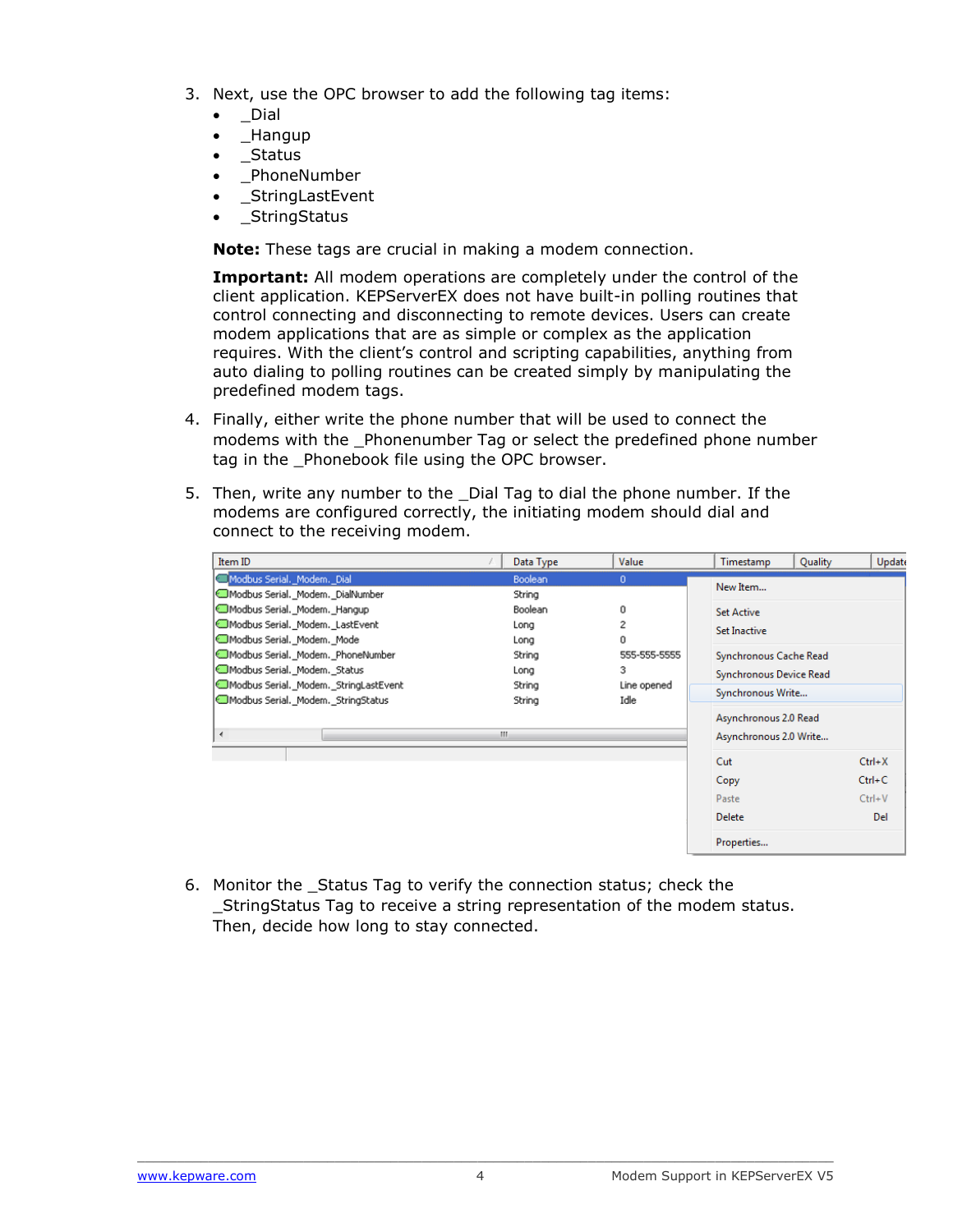3. Next, use the OPC browser to add the following tag items:
   - _Dial
   - _Hangup
   - _Status
   - _PhoneNumber
   - _StringLastEvent
   - _StringStatus

   **Note:** These tags are crucial in making a modem connection.

   **Important:** All modem operations are completely under the control of the client application. KEPServerEX does not have built-in polling routines that control connecting and disconnecting to remote devices. Users can create modem applications that are as simple or complex as the application requires. With the client's control and scripting capabilities, anything from auto dialing to polling routines can be created simply by manipulating the predefined modem tags.

4. Finally, either write the phone number that will be used to connect the modems with the _Phonenumber Tag or select the predefined phone number tag in the _Phonebook file using the OPC browser.

5. Then, write any number to the _Dial Tag to dial the phone number. If the modems are configured correctly, the initiating modem should dial and connect to the receiving modem.

| Item ID | Data Type | Value |
|---|---|---|
| Modbus Serial._Modem._Dial | Boolean | 0 |
| Modbus Serial._Modem._DialNumber | String | |
| Modbus Serial._Modem._Hangup | Boolean | 0 |
| Modbus Serial._Modem._LastEvent | Long | 2 |
| Modbus Serial._Modem._Mode | Long | 0 |
| Modbus Serial._Modem._PhoneNumber | String | 555-555-5555 |
| Modbus Serial._Modem._Status | Long | 3 |
| Modbus Serial._Modem._StringLastEvent | String | Line opened |
| Modbus Serial._Modem._StringStatus | String | Idle |

6. Monitor the _Status Tag to verify the connection status; check the _StringStatus Tag to receive a string representation of the modem status. Then, decide how long to stay connected.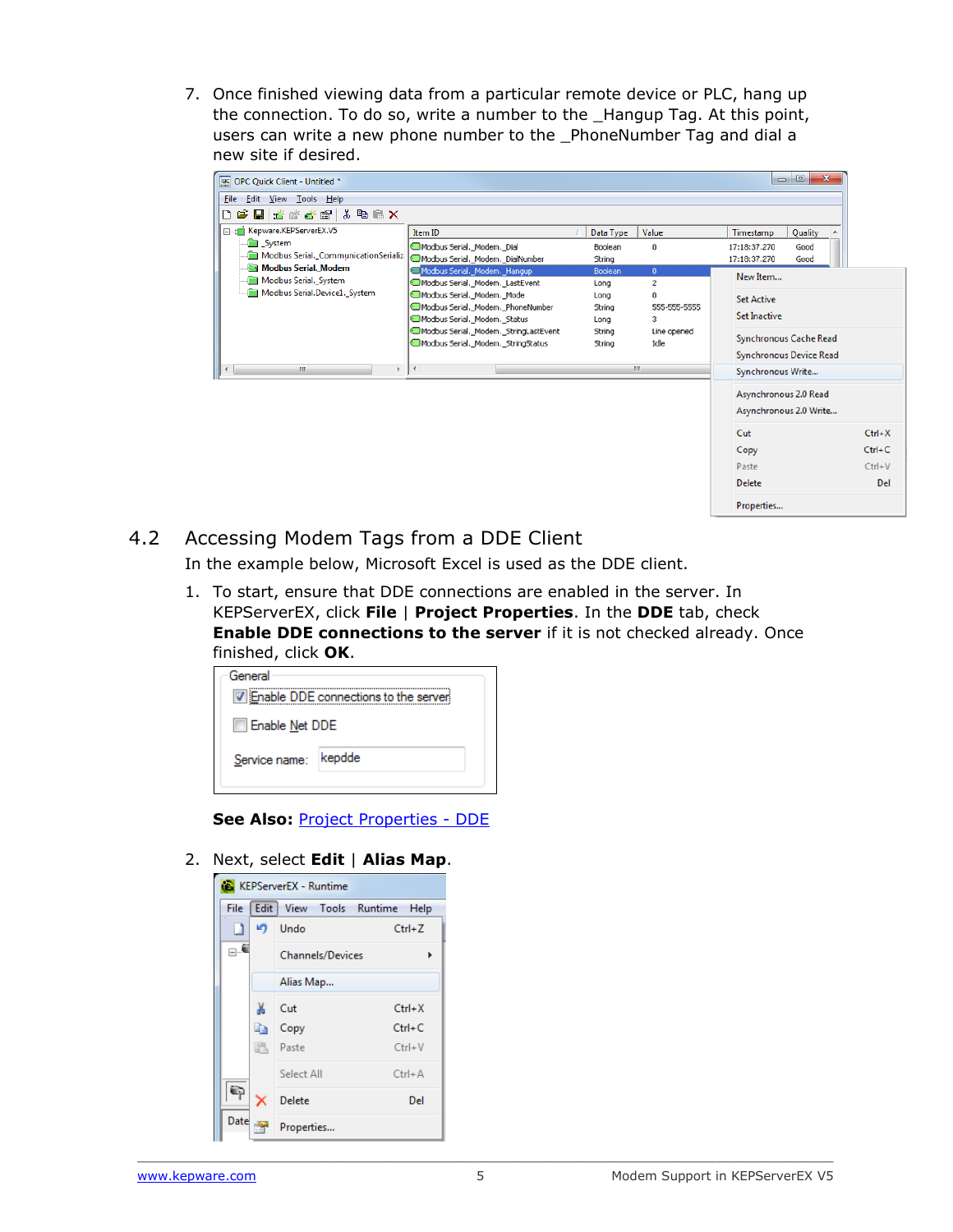7. Once finished viewing data from a particular remote device or PLC, hang up the connection. To do so, write a number to the _Hangup Tag. At this point, users can write a new phone number to the _PhoneNumber Tag and dial a new site if desired.

## 4.2 Accessing Modem Tags from a DDE Client

In the example below, Microsoft Excel is used as the DDE client.

1. To start, ensure that DDE connections are enabled in the server. In KEPServerEX, click **File** | **Project Properties**. In the **DDE** tab, check **Enable DDE connections to the server** if it is not checked already. Once finished, click **OK**.

   **See Also:** Project Properties - DDE

2. Next, select **Edit** | **Alias Map**.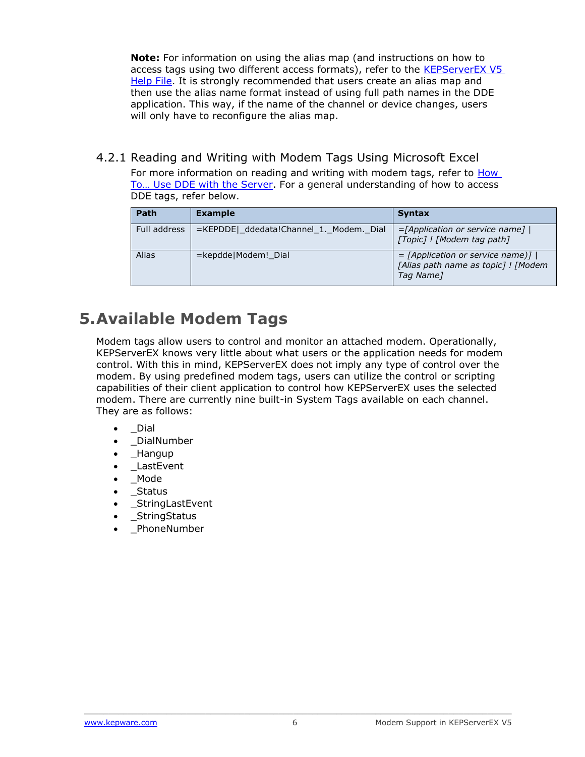**Note:** For information on using the alias map (and instructions on how to access tags using two different access formats), refer to the KEPServerEX V5 Help File. It is strongly recommended that users create an alias map and then use the alias name format instead of using full path names in the DDE application. This way, if the name of the channel or device changes, users will only have to reconfigure the alias map.

### 4.2.1 Reading and Writing with Modem Tags Using Microsoft Excel

For more information on reading and writing with modem tags, refer to How To… Use DDE with the Server. For a general understanding of how to access DDE tags, refer below.

| Path | Example | Syntax |
| --- | --- | --- |
| Full address | =KEPDDE\|_ddedata!Channel_1._Modem._Dial | *=[Application or service name] \| [Topic] ! [Modem tag path]* |
| Alias | =kepdde\|Modem!_Dial | *= [Application or service name)] \| [Alias path name as topic] ! [Modem Tag Name]* |

# 5. Available Modem Tags

Modem tags allow users to control and monitor an attached modem. Operationally, KEPServerEX knows very little about what users or the application needs for modem control. With this in mind, KEPServerEX does not imply any type of control over the modem. By using predefined modem tags, users can utilize the control or scripting capabilities of their client application to control how KEPServerEX uses the selected modem. There are currently nine built-in System Tags available on each channel. They are as follows:

- _Dial
- _DialNumber
- _Hangup
- _LastEvent
- _Mode
- _Status
- _StringLastEvent
- _StringStatus
- _PhoneNumber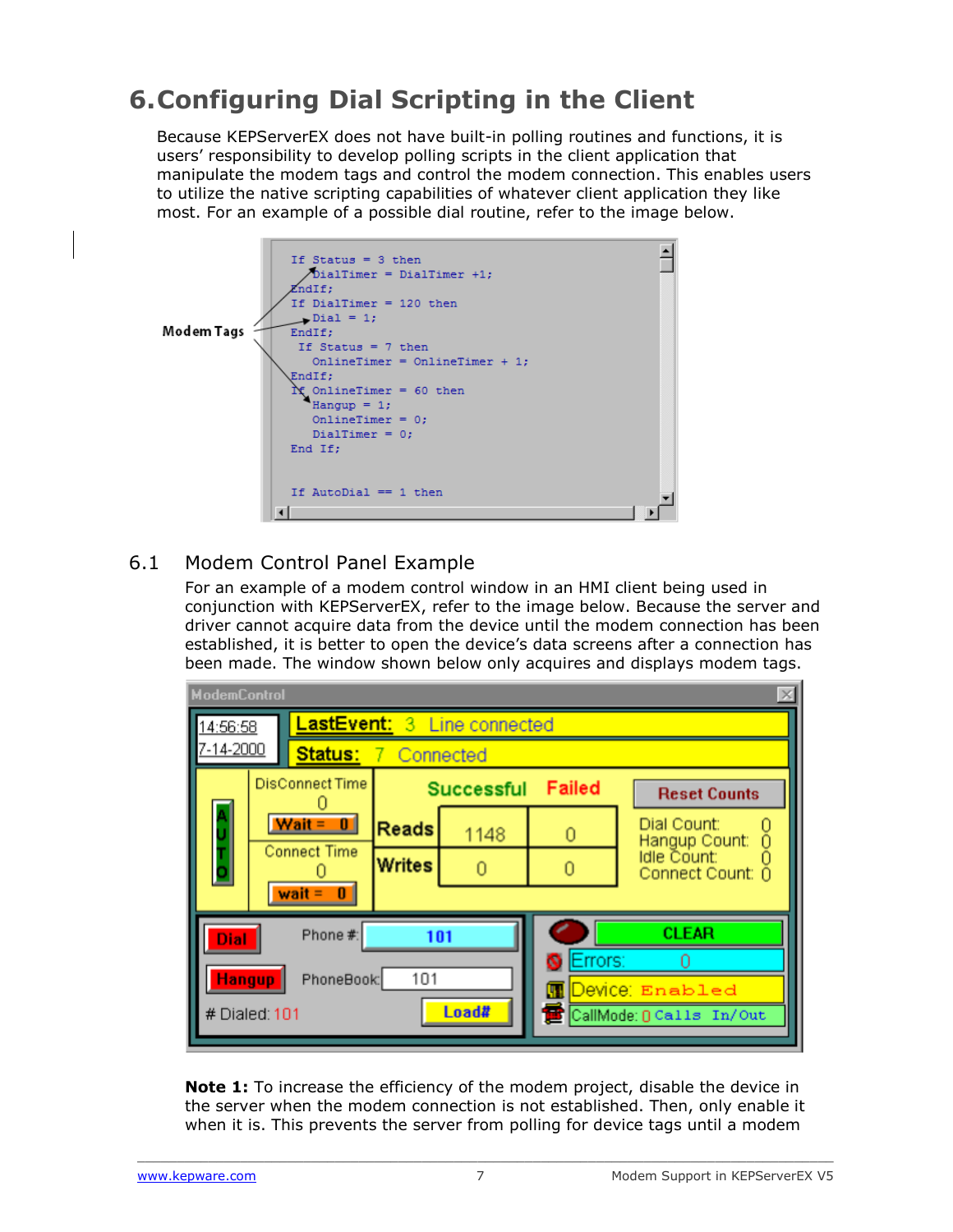# 6. Configuring Dial Scripting in the Client

Because KEPServerEX does not have built-in polling routines and functions, it is users' responsibility to develop polling scripts in the client application that manipulate the modem tags and control the modem connection. This enables users to utilize the native scripting capabilities of whatever client application they like most. For an example of a possible dial routine, refer to the image below.

Modem Tags

```
If Status = 3 then
   DialTimer = DialTimer +1;
EndIf;
If DialTimer = 120 then
   Dial = 1;
EndIf;
 If Status = 7 then
   OnlineTimer = OnlineTimer + 1;
EndIf;
If OnlineTimer = 60 then
   Hangup = 1;
   OnlineTimer = 0;
   DialTimer = 0;
End If;


If AutoDial == 1 then
```

## 6.1 Modem Control Panel Example

For an example of a modem control window in an HMI client being used in conjunction with KEPServerEX, refer to the image below. Because the server and driver cannot acquire data from the device until the modem connection has been established, it is better to open the device's data screens after a connection has been made. The window shown below only acquires and displays modem tags.

**Note 1:** To increase the efficiency of the modem project, disable the device in the server when the modem connection is not established. Then, only enable it when it is. This prevents the server from polling for device tags until a modem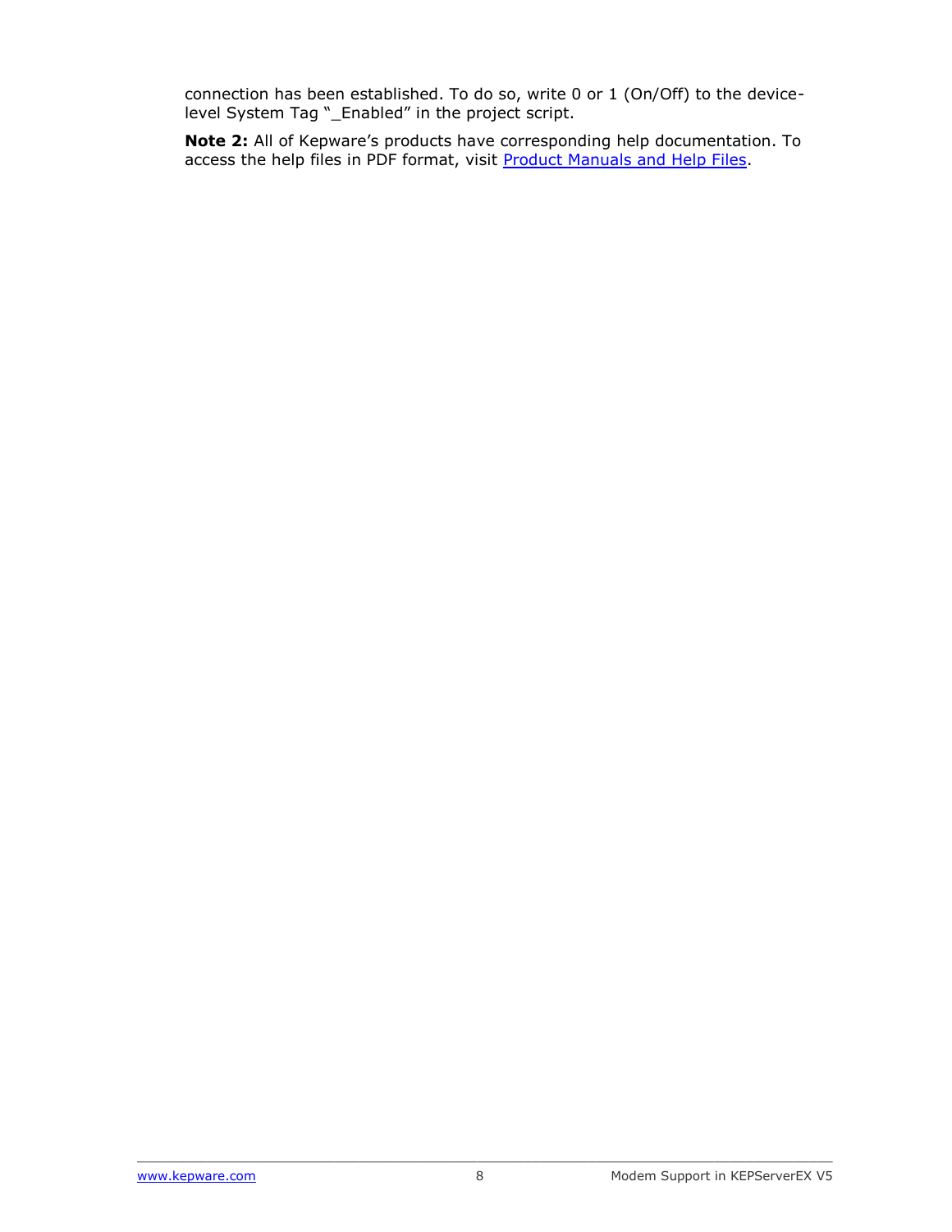connection has been established. To do so, write 0 or 1 (On/Off) to the device-level System Tag "_Enabled" in the project script.

**Note 2:** All of Kepware's products have corresponding help documentation. To access the help files in PDF format, visit Product Manuals and Help Files.